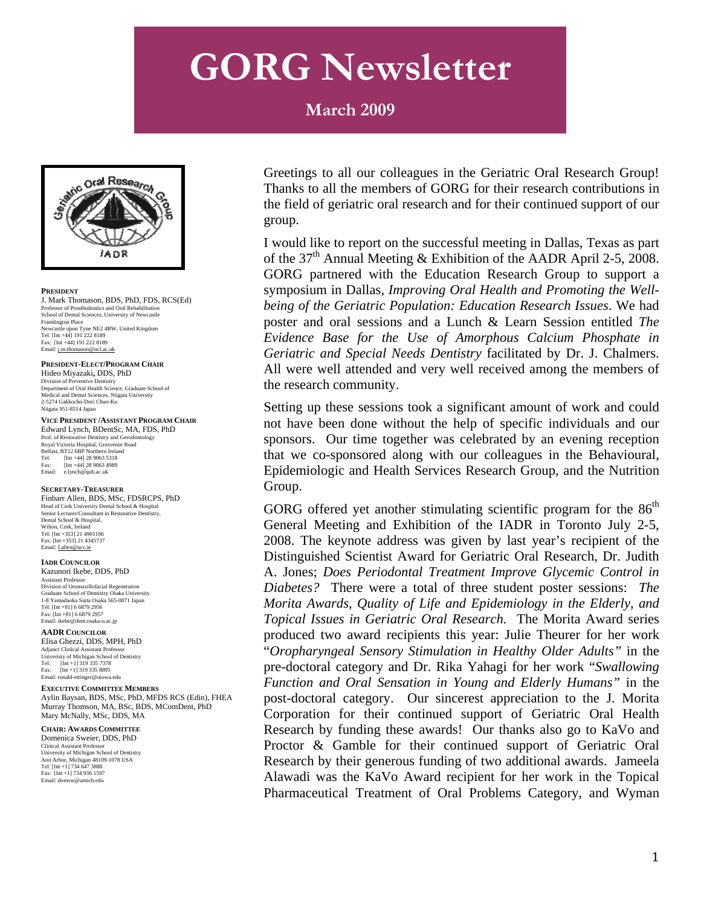# GORG Newsletter

## March 2009

**PRESIDENT**
J. Mark Thomason, BDS, PhD, FDS, RCS(Ed)
Professor of Prosthodontics and Oral Rehabilitation
School of Dental Sciences, University of Newcastle
Framlington Place
Newcastle upon Tyne NE2 4BW, United Kingdom
Tel: [Int +44] 191 222 8189
Fax: [Int +44] 191 222 8189
Email: j.m.thomason@ncl.ac.uk

**PRESIDENT-ELECT/PROGRAM CHAIR**
Hideo Miyazaki, DDS, PhD
Division of Preventive Dentistry
Department of Oral Health Science, Graduate School of Medical and Dental Sciences, Niigata University
2-5274 Gakkocho-Dori Chuo-Ku
Niigata 951-8514 Japan

**VICE PRESIDENT /ASSISTANT PROGRAM CHAIR**
Edward Lynch, BDentSc, MA, FDS, PhD
Prof. of Restorative Dentistry and Gerodontology
Royal Victoria Hospital, Grosvenor Road
Belfast, BT12 6BP Northern Ireland
Tel: [Int +44] 28 9063 5318
Fax: [Int +44] 28 9063 4989
Email: e.lynch@qub.ac.uk

**SECRETARY-TREASURER**
Finbarr Allen, BDS, MSc, FDSRCPS, PhD
Head of Cork University Dental School & Hospital
Senior Lecturer/Consultant in Restorative Dentistry,
Dental School & Hospital,
Wilton, Cork, Ireland
Tel: [Int +353] 21 4901186
Fax: [Int +353] 21 4345737
Email: f.allen@ucc.ie

**IADR COUNCILOR**
Kazunori Ikebe, DDS, PhD
Assistant Professor
Division of Oromaxillofacial Regeneration
Graduate School of Dentistry Osaka University
1-8 Yamadaoka Suita Osaka 565-0871 Japan
Tel: [Int +81] 6 6879 2956
Fax: [Int +81] 6 6879 2957
Email: ikebe@dent.osaka-u.ac.jp

**AADR COUNCILOR**
Elisa Ghezzi, DDS, MPH, PhD
Adjunct Clinical Assistant Professor
Univeristy of Michigan School of Dentistry
Tel: [Int +1] 319 335 7378
Fax: [Int +1] 319 335 8895
Email: ronald-ettinger@uiowa.edu

**EXECUTIVE COMMITTEE MEMBERS**
Aylin Baysan, BDS, MSc, PhD, MFDS RCS (Edin), FHEA
Murray Thomson, MA, BSc, BDS, MComDent, PhD
Mary McNally, MSc, DDS, MA

**CHAIR: AWARDS COMMITTEE**
Domenica Sweier, DDS, PhD
Clinical Assistant Professor
University of Michigan School of Dentistry
Ann Arbor, Michigan 48109-1078 USA
Tel: [Int +1] 734 647 3888
Fax: [Int +1] 734 936 1597
Email: domsw@umich.edu

Greetings to all our colleagues in the Geriatric Oral Research Group! Thanks to all the members of GORG for their research contributions in the field of geriatric oral research and for their continued support of our group.

I would like to report on the successful meeting in Dallas, Texas as part of the 37th Annual Meeting & Exhibition of the AADR April 2-5, 2008. GORG partnered with the Education Research Group to support a symposium in Dallas, *Improving Oral Health and Promoting the Well-being of the Geriatric Population: Education Research Issues*. We had poster and oral sessions and a Lunch & Learn Session entitled *The Evidence Base for the Use of Amorphous Calcium Phosphate in Geriatric and Special Needs Dentistry* facilitated by Dr. J. Chalmers. All were well attended and very well received among the members of the research community.

Setting up these sessions took a significant amount of work and could not have been done without the help of specific individuals and our sponsors. Our time together was celebrated by an evening reception that we co-sponsored along with our colleagues in the Behavioural, Epidemiologic and Health Services Research Group, and the Nutrition Group.

GORG offered yet another stimulating scientific program for the 86th General Meeting and Exhibition of the IADR in Toronto July 2-5, 2008. The keynote address was given by last year's recipient of the Distinguished Scientist Award for Geriatric Oral Research, Dr. Judith A. Jones; *Does Periodontal Treatment Improve Glycemic Control in Diabetes?* There were a total of three student poster sessions: *The Morita Awards, Quality of Life and Epidemiology in the Elderly, and Topical Issues in Geriatric Oral Research.* The Morita Award series produced two award recipients this year: Julie Theurer for her work "*Oropharyngeal Sensory Stimulation in Healthy Older Adults"* in the pre-doctoral category and Dr. Rika Yahagi for her work "*Swallowing Function and Oral Sensation in Young and Elderly Humans"* in the post-doctoral category. Our sincerest appreciation to the J. Morita Corporation for their continued support of Geriatric Oral Health Research by funding these awards! Our thanks also go to KaVo and Proctor & Gamble for their continued support of Geriatric Oral Research by their generous funding of two additional awards. Jameela Alawadi was the KaVo Award recipient for her work in the Topical Pharmaceutical Treatment of Oral Problems Category, and Wyman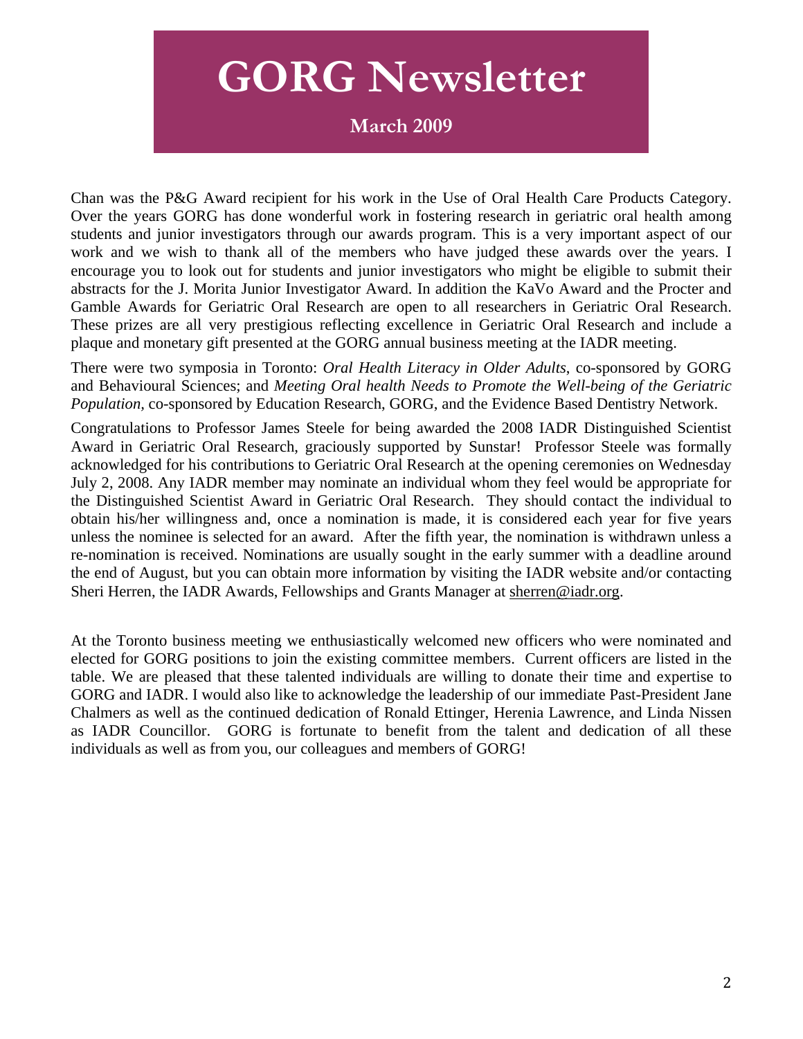# GORG Newsletter

**March 2009**

Chan was the P&G Award recipient for his work in the Use of Oral Health Care Products Category. Over the years GORG has done wonderful work in fostering research in geriatric oral health among students and junior investigators through our awards program. This is a very important aspect of our work and we wish to thank all of the members who have judged these awards over the years. I encourage you to look out for students and junior investigators who might be eligible to submit their abstracts for the J. Morita Junior Investigator Award. In addition the KaVo Award and the Procter and Gamble Awards for Geriatric Oral Research are open to all researchers in Geriatric Oral Research. These prizes are all very prestigious reflecting excellence in Geriatric Oral Research and include a plaque and monetary gift presented at the GORG annual business meeting at the IADR meeting.

There were two symposia in Toronto: *Oral Health Literacy in Older Adults*, co-sponsored by GORG and Behavioural Sciences; and *Meeting Oral health Needs to Promote the Well-being of the Geriatric Population,* co-sponsored by Education Research, GORG, and the Evidence Based Dentistry Network.

Congratulations to Professor James Steele for being awarded the 2008 IADR Distinguished Scientist Award in Geriatric Oral Research, graciously supported by Sunstar! Professor Steele was formally acknowledged for his contributions to Geriatric Oral Research at the opening ceremonies on Wednesday July 2, 2008. Any IADR member may nominate an individual whom they feel would be appropriate for the Distinguished Scientist Award in Geriatric Oral Research. They should contact the individual to obtain his/her willingness and, once a nomination is made, it is considered each year for five years unless the nominee is selected for an award. After the fifth year, the nomination is withdrawn unless a re-nomination is received. Nominations are usually sought in the early summer with a deadline around the end of August, but you can obtain more information by visiting the IADR website and/or contacting Sheri Herren, the IADR Awards, Fellowships and Grants Manager at sherren@iadr.org.

At the Toronto business meeting we enthusiastically welcomed new officers who were nominated and elected for GORG positions to join the existing committee members. Current officers are listed in the table. We are pleased that these talented individuals are willing to donate their time and expertise to GORG and IADR. I would also like to acknowledge the leadership of our immediate Past-President Jane Chalmers as well as the continued dedication of Ronald Ettinger, Herenia Lawrence, and Linda Nissen as IADR Councillor. GORG is fortunate to benefit from the talent and dedication of all these individuals as well as from you, our colleagues and members of GORG!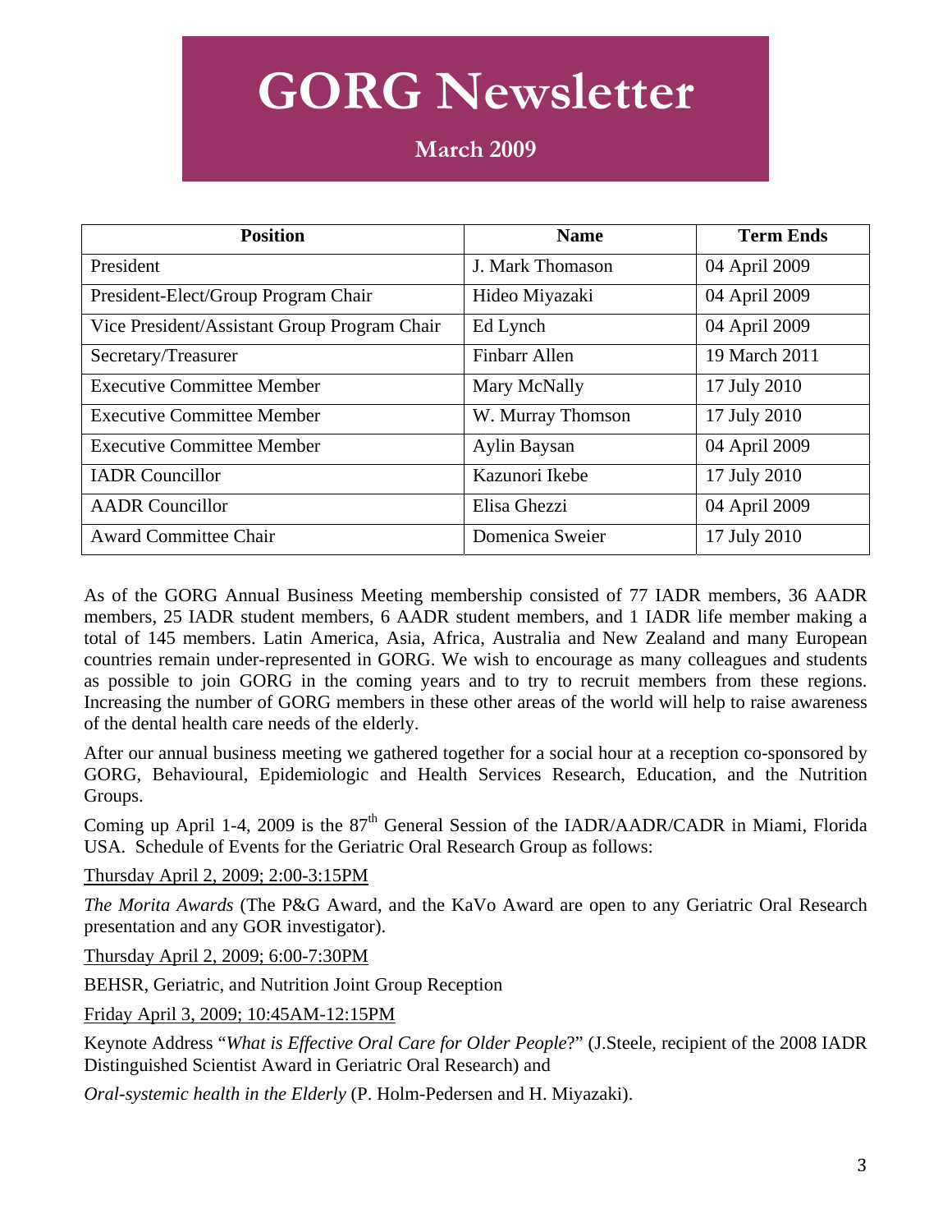# GORG Newsletter

## March 2009

| Position | Name | Term Ends |
|---|---|---|
| President | J. Mark Thomason | 04 April 2009 |
| President-Elect/Group Program Chair | Hideo Miyazaki | 04 April 2009 |
| Vice President/Assistant Group Program Chair | Ed Lynch | 04 April 2009 |
| Secretary/Treasurer | Finbarr Allen | 19 March 2011 |
| Executive Committee Member | Mary McNally | 17 July 2010 |
| Executive Committee Member | W. Murray Thomson | 17 July 2010 |
| Executive Committee Member | Aylin Baysan | 04 April 2009 |
| IADR Councillor | Kazunori Ikebe | 17 July 2010 |
| AADR Councillor | Elisa Ghezzi | 04 April 2009 |
| Award Committee Chair | Domenica Sweier | 17 July 2010 |

As of the GORG Annual Business Meeting membership consisted of 77 IADR members, 36 AADR members, 25 IADR student members, 6 AADR student members, and 1 IADR life member making a total of 145 members. Latin America, Asia, Africa, Australia and New Zealand and many European countries remain under-represented in GORG. We wish to encourage as many colleagues and students as possible to join GORG in the coming years and to try to recruit members from these regions. Increasing the number of GORG members in these other areas of the world will help to raise awareness of the dental health care needs of the elderly.

After our annual business meeting we gathered together for a social hour at a reception co-sponsored by GORG, Behavioural, Epidemiologic and Health Services Research, Education, and the Nutrition Groups.

Coming up April 1-4, 2009 is the 87th General Session of the IADR/AADR/CADR in Miami, Florida USA. Schedule of Events for the Geriatric Oral Research Group as follows:

Thursday April 2, 2009; 2:00-3:15PM

*The Morita Awards* (The P&G Award, and the KaVo Award are open to any Geriatric Oral Research presentation and any GOR investigator).

Thursday April 2, 2009; 6:00-7:30PM

BEHSR, Geriatric, and Nutrition Joint Group Reception

Friday April 3, 2009; 10:45AM-12:15PM

Keynote Address "*What is Effective Oral Care for Older People*?" (J.Steele, recipient of the 2008 IADR Distinguished Scientist Award in Geriatric Oral Research) and

*Oral-systemic health in the Elderly* (P. Holm-Pedersen and H. Miyazaki).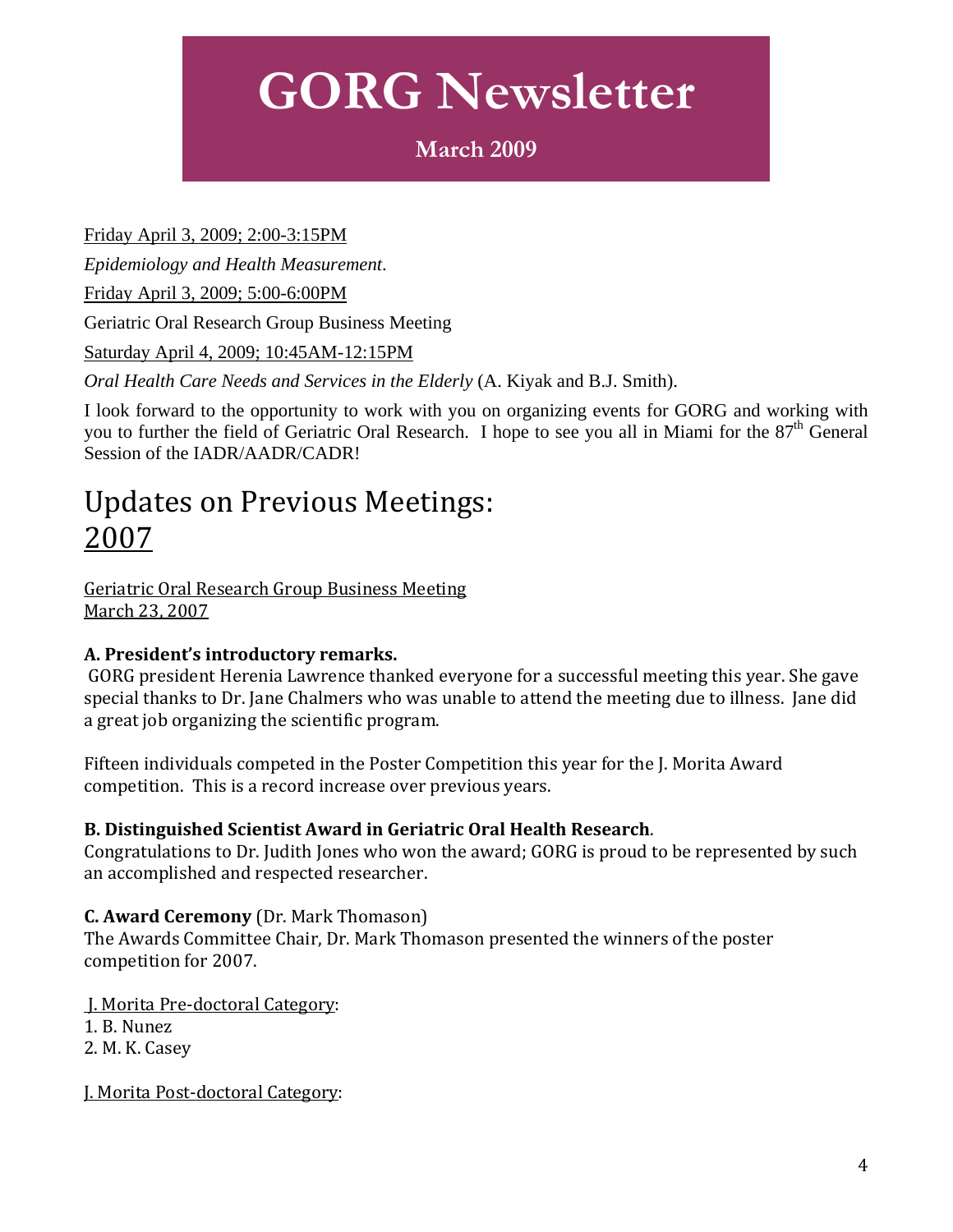# GORG Newsletter

**March 2009**

Friday April 3, 2009; 2:00-3:15PM

*Epidemiology and Health Measurement*.

Friday April 3, 2009; 5:00-6:00PM

Geriatric Oral Research Group Business Meeting

Saturday April 4, 2009; 10:45AM-12:15PM

*Oral Health Care Needs and Services in the Elderly* (A. Kiyak and B.J. Smith).

I look forward to the opportunity to work with you on organizing events for GORG and working with you to further the field of Geriatric Oral Research. I hope to see you all in Miami for the 87th General Session of the IADR/AADR/CADR!

## Updates on Previous Meetings: 2007

Geriatric Oral Research Group Business Meeting
March 23, 2007

**A. President's introductory remarks.**
GORG president Herenia Lawrence thanked everyone for a successful meeting this year. She gave special thanks to Dr. Jane Chalmers who was unable to attend the meeting due to illness. Jane did a great job organizing the scientific program.

Fifteen individuals competed in the Poster Competition this year for the J. Morita Award competition. This is a record increase over previous years.

**B. Distinguished Scientist Award in Geriatric Oral Health Research**.
Congratulations to Dr. Judith Jones who won the award; GORG is proud to be represented by such an accomplished and respected researcher.

**C. Award Ceremony** (Dr. Mark Thomason)
The Awards Committee Chair, Dr. Mark Thomason presented the winners of the poster competition for 2007.

J. Morita Pre-doctoral Category:
1. B. Nunez
2. M. K. Casey

J. Morita Post-doctoral Category: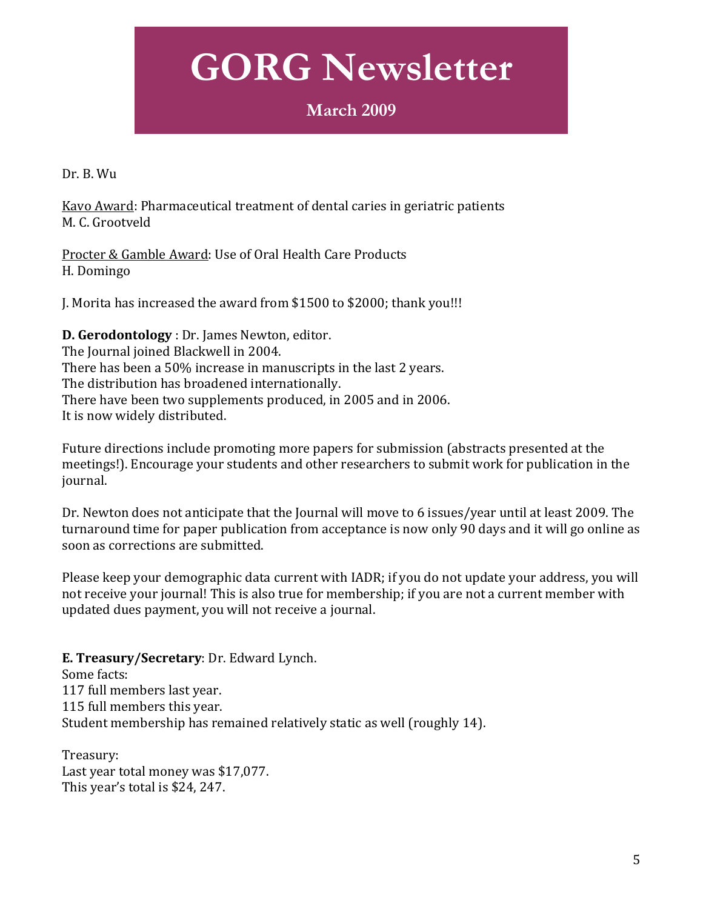Dr. B. Wu

<u>Kavo Award</u>: Pharmaceutical treatment of dental caries in geriatric patients
M. C. Grootveld

<u>Procter & Gamble Award</u>: Use of Oral Health Care Products
H. Domingo

J. Morita has increased the award from $1500 to $2000; thank you!!!

**D. Gerodontology** : Dr. James Newton, editor.
The Journal joined Blackwell in 2004.
There has been a 50% increase in manuscripts in the last 2 years.
The distribution has broadened internationally.
There have been two supplements produced, in 2005 and in 2006.
It is now widely distributed.

Future directions include promoting more papers for submission (abstracts presented at the meetings!). Encourage your students and other researchers to submit work for publication in the journal.

Dr. Newton does not anticipate that the Journal will move to 6 issues/year until at least 2009. The turnaround time for paper publication from acceptance is now only 90 days and it will go online as soon as corrections are submitted.

Please keep your demographic data current with IADR; if you do not update your address, you will not receive your journal! This is also true for membership; if you are not a current member with updated dues payment, you will not receive a journal.

**E. Treasury/Secretary**: Dr. Edward Lynch.
Some facts:
117 full members last year.
115 full members this year.
Student membership has remained relatively static as well (roughly 14).

Treasury:
Last year total money was $17,077.
This year's total is $24, 247.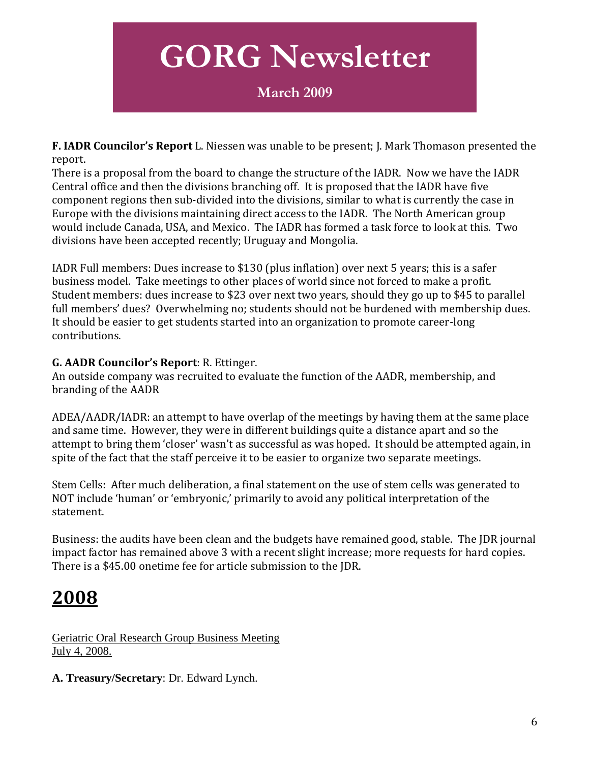**F. IADR Councilor's Report** L. Niessen was unable to be present; J. Mark Thomason presented the report.
There is a proposal from the board to change the structure of the IADR. Now we have the IADR Central office and then the divisions branching off. It is proposed that the IADR have five component regions then sub-divided into the divisions, similar to what is currently the case in Europe with the divisions maintaining direct access to the IADR. The North American group would include Canada, USA, and Mexico. The IADR has formed a task force to look at this. Two divisions have been accepted recently; Uruguay and Mongolia.

IADR Full members: Dues increase to $130 (plus inflation) over next 5 years; this is a safer business model. Take meetings to other places of world since not forced to make a profit. Student members: dues increase to $23 over next two years, should they go up to $45 to parallel full members' dues? Overwhelming no; students should not be burdened with membership dues. It should be easier to get students started into an organization to promote career-long contributions.

**G. AADR Councilor's Report**: R. Ettinger.
An outside company was recruited to evaluate the function of the AADR, membership, and branding of the AADR

ADEA/AADR/IADR: an attempt to have overlap of the meetings by having them at the same place and same time. However, they were in different buildings quite a distance apart and so the attempt to bring them 'closer' wasn't as successful as was hoped. It should be attempted again, in spite of the fact that the staff perceive it to be easier to organize two separate meetings.

Stem Cells: After much deliberation, a final statement on the use of stem cells was generated to NOT include 'human' or 'embryonic,' primarily to avoid any political interpretation of the statement.

Business: the audits have been clean and the budgets have remained good, stable. The JDR journal impact factor has remained above 3 with a recent slight increase; more requests for hard copies. There is a $45.00 onetime fee for article submission to the JDR.

# 2008

Geriatric Oral Research Group Business Meeting
July 4, 2008.

**A. Treasury/Secretary**: Dr. Edward Lynch.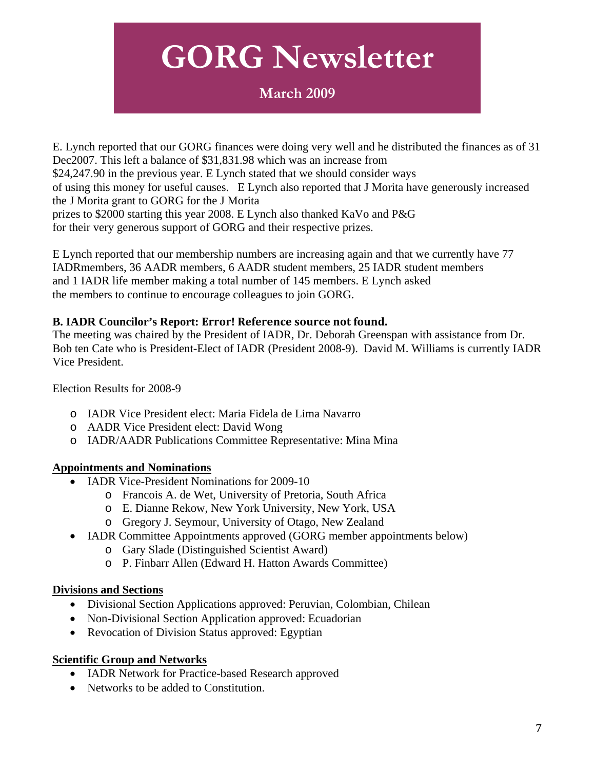# GORG Newsletter

**March 2009**

E. Lynch reported that our GORG finances were doing very well and he distributed the finances as of 31 Dec2007. This left a balance of $31,831.98 which was an increase from $24,247.90 in the previous year. E Lynch stated that we should consider ways of using this money for useful causes. E Lynch also reported that J Morita have generously increased the J Morita grant to GORG for the J Morita prizes to $2000 starting this year 2008. E Lynch also thanked KaVo and P&G for their very generous support of GORG and their respective prizes.

E Lynch reported that our membership numbers are increasing again and that we currently have 77 IADRmembers, 36 AADR members, 6 AADR student members, 25 IADR student members and 1 IADR life member making a total number of 145 members. E Lynch asked the members to continue to encourage colleagues to join GORG.

**B. IADR Councilor's Report: Error! Reference source not found.**

The meeting was chaired by the President of IADR, Dr. Deborah Greenspan with assistance from Dr. Bob ten Cate who is President-Elect of IADR (President 2008-9). David M. Williams is currently IADR Vice President.

Election Results for 2008-9

- IADR Vice President elect: Maria Fidela de Lima Navarro
- AADR Vice President elect: David Wong
- IADR/AADR Publications Committee Representative: Mina Mina

**Appointments and Nominations**

- IADR Vice-President Nominations for 2009-10
  - Francois A. de Wet, University of Pretoria, South Africa
  - E. Dianne Rekow, New York University, New York, USA
  - Gregory J. Seymour, University of Otago, New Zealand
- IADR Committee Appointments approved (GORG member appointments below)
  - Gary Slade (Distinguished Scientist Award)
  - P. Finbarr Allen (Edward H. Hatton Awards Committee)

**Divisions and Sections**

- Divisional Section Applications approved: Peruvian, Colombian, Chilean
- Non-Divisional Section Application approved: Ecuadorian
- Revocation of Division Status approved: Egyptian

**Scientific Group and Networks**

- IADR Network for Practice-based Research approved
- Networks to be added to Constitution.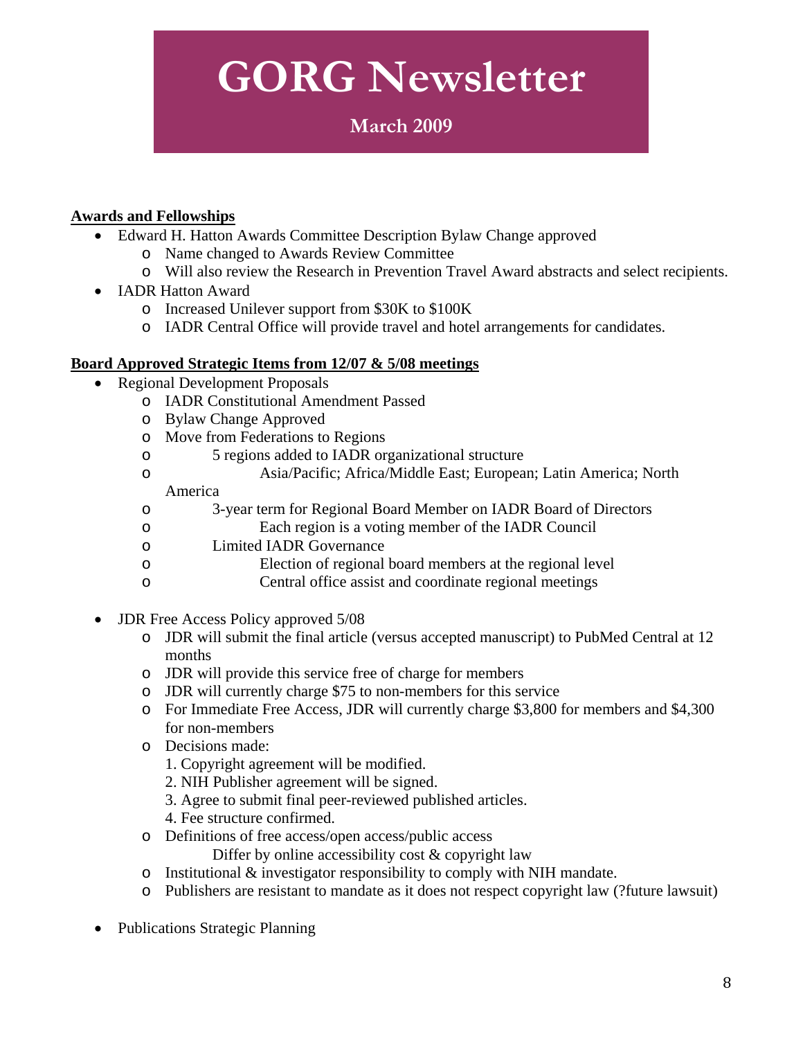# GORG Newsletter

**March 2009**

**Awards and Fellowships**

- Edward H. Hatton Awards Committee Description Bylaw Change approved
  - Name changed to Awards Review Committee
  - Will also review the Research in Prevention Travel Award abstracts and select recipients.
- IADR Hatton Award
  - Increased Unilever support from $30K to $100K
  - IADR Central Office will provide travel and hotel arrangements for candidates.

**Board Approved Strategic Items from 12/07 & 5/08 meetings**

- Regional Development Proposals
  - IADR Constitutional Amendment Passed
  - Bylaw Change Approved
  - Move from Federations to Regions
    - 5 regions added to IADR organizational structure
      - Asia/Pacific; Africa/Middle East; European; Latin America; North America
    - 3-year term for Regional Board Member on IADR Board of Directors
      - Each region is a voting member of the IADR Council
    - Limited IADR Governance
      - Election of regional board members at the regional level
      - Central office assist and coordinate regional meetings

- JDR Free Access Policy approved 5/08
  - JDR will submit the final article (versus accepted manuscript) to PubMed Central at 12 months
  - JDR will provide this service free of charge for members
  - JDR will currently charge $75 to non-members for this service
  - For Immediate Free Access, JDR will currently charge $3,800 for members and $4,300 for non-members
  - Decisions made:
    1. Copyright agreement will be modified.
    2. NIH Publisher agreement will be signed.
    3. Agree to submit final peer-reviewed published articles.
    4. Fee structure confirmed.
  - Definitions of free access/open access/public access
    - Differ by online accessibility cost & copyright law
  - Institutional & investigator responsibility to comply with NIH mandate.
  - Publishers are resistant to mandate as it does not respect copyright law (?future lawsuit)

- Publications Strategic Planning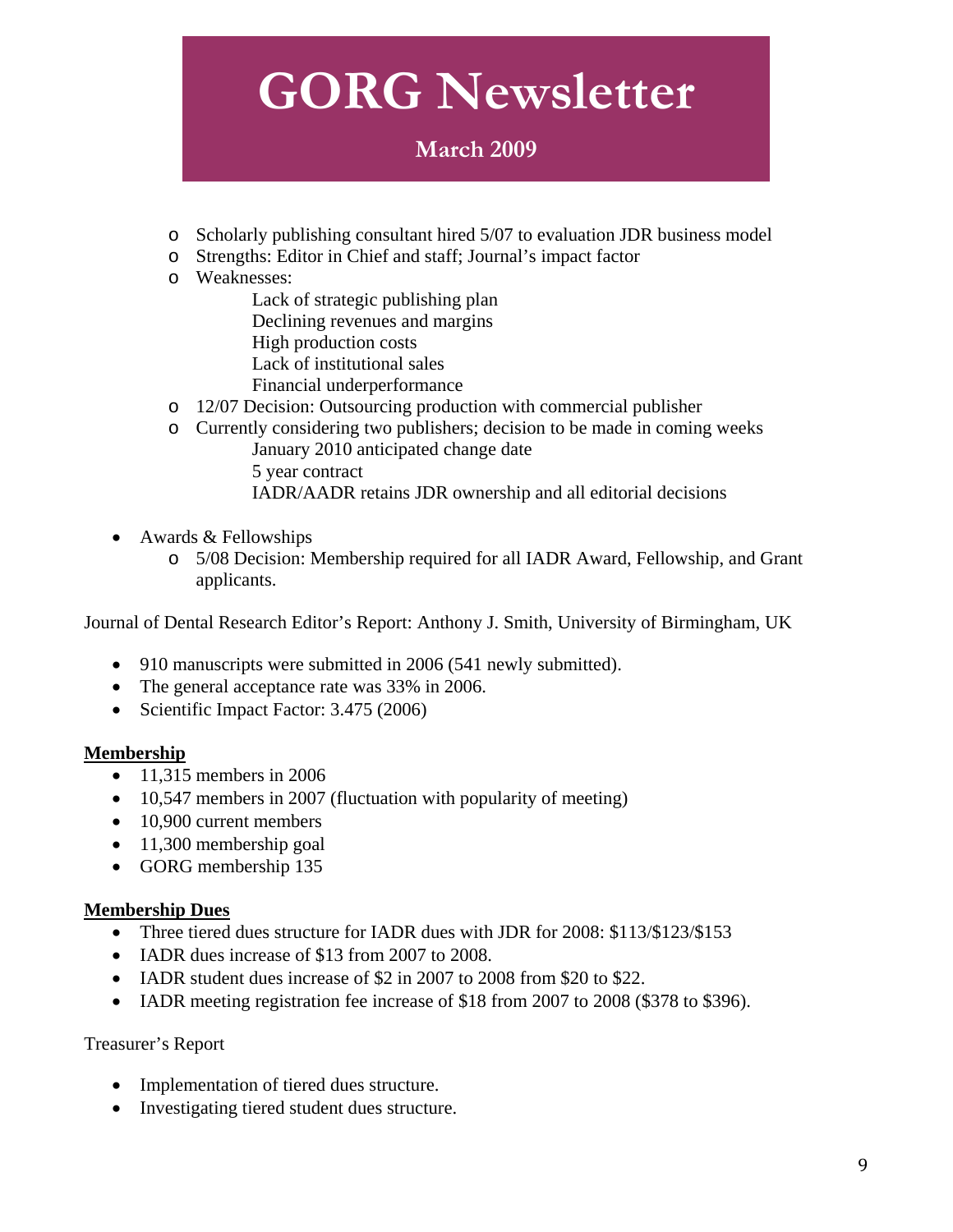# GORG Newsletter

**March 2009**

- Scholarly publishing consultant hired 5/07 to evaluation JDR business model
- Strengths: Editor in Chief and staff; Journal's impact factor
- Weaknesses:
  - Lack of strategic publishing plan
  - Declining revenues and margins
  - High production costs
  - Lack of institutional sales
  - Financial underperformance
- 12/07 Decision: Outsourcing production with commercial publisher
- Currently considering two publishers; decision to be made in coming weeks
  - January 2010 anticipated change date
  - 5 year contract
  - IADR/AADR retains JDR ownership and all editorial decisions

- Awards & Fellowships
  - 5/08 Decision: Membership required for all IADR Award, Fellowship, and Grant applicants.

Journal of Dental Research Editor's Report: Anthony J. Smith, University of Birmingham, UK

- 910 manuscripts were submitted in 2006 (541 newly submitted).
- The general acceptance rate was 33% in 2006.
- Scientific Impact Factor: 3.475 (2006)

**Membership**

- 11,315 members in 2006
- 10,547 members in 2007 (fluctuation with popularity of meeting)
- 10,900 current members
- 11,300 membership goal
- GORG membership 135

**Membership Dues**

- Three tiered dues structure for IADR dues with JDR for 2008: $113/$123/$153
- IADR dues increase of $13 from 2007 to 2008.
- IADR student dues increase of $2 in 2007 to 2008 from $20 to $22.
- IADR meeting registration fee increase of $18 from 2007 to 2008 ($378 to $396).

Treasurer's Report

- Implementation of tiered dues structure.
- Investigating tiered student dues structure.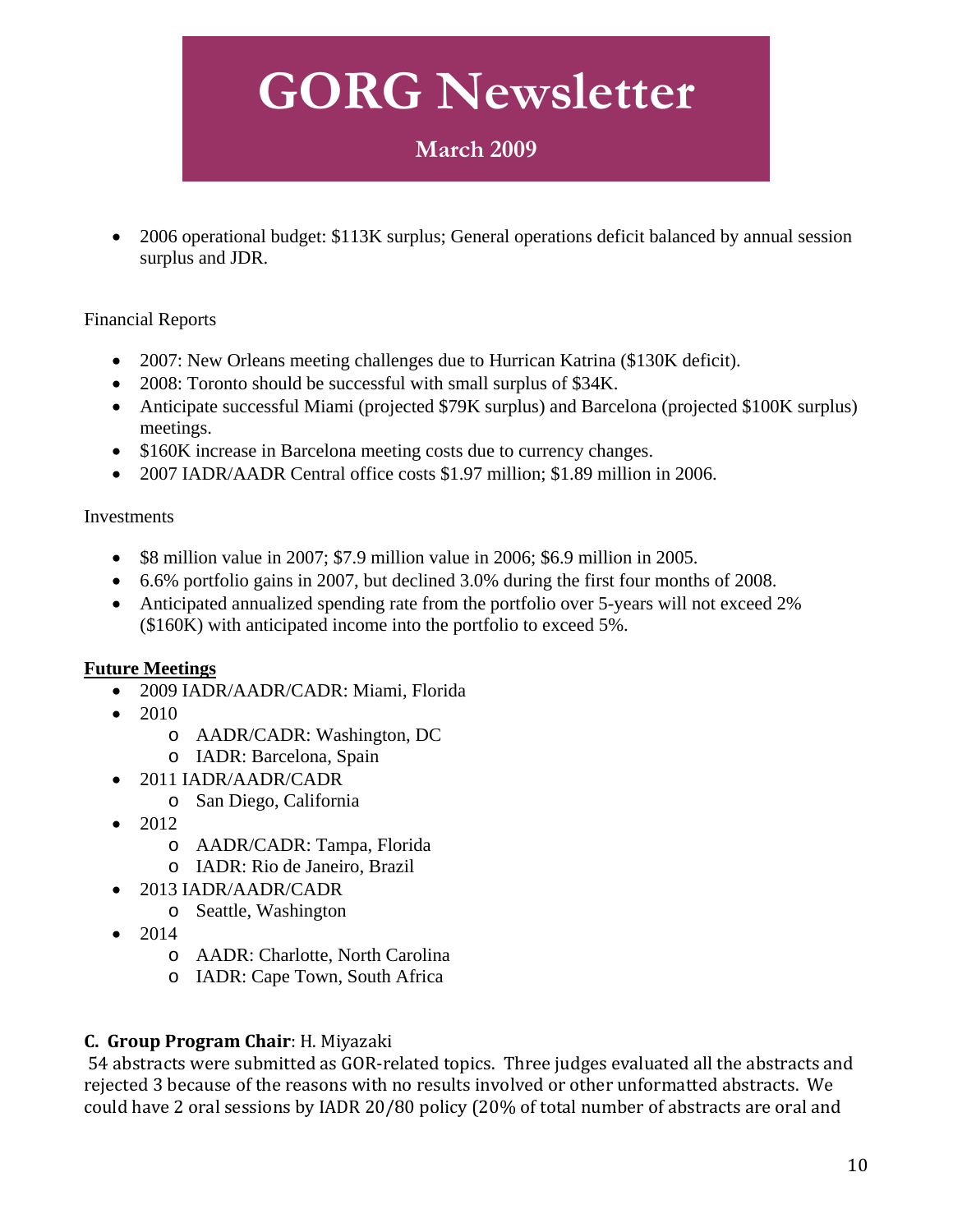- 2006 operational budget: $113K surplus; General operations deficit balanced by annual session surplus and JDR.

Financial Reports

- 2007: New Orleans meeting challenges due to Hurrican Katrina ($130K deficit).
- 2008: Toronto should be successful with small surplus of $34K.
- Anticipate successful Miami (projected $79K surplus) and Barcelona (projected $100K surplus) meetings.
- $160K increase in Barcelona meeting costs due to currency changes.
- 2007 IADR/AADR Central office costs $1.97 million; $1.89 million in 2006.

Investments

- $8 million value in 2007; $7.9 million value in 2006; $6.9 million in 2005.
- 6.6% portfolio gains in 2007, but declined 3.0% during the first four months of 2008.
- Anticipated annualized spending rate from the portfolio over 5-years will not exceed 2% ($160K) with anticipated income into the portfolio to exceed 5%.

**Future Meetings**

- 2009 IADR/AADR/CADR: Miami, Florida
- 2010
  - AADR/CADR: Washington, DC
  - IADR: Barcelona, Spain
- 2011 IADR/AADR/CADR
  - San Diego, California
- 2012
  - AADR/CADR: Tampa, Florida
  - IADR: Rio de Janeiro, Brazil
- 2013 IADR/AADR/CADR
  - Seattle, Washington
- 2014
  - AADR: Charlotte, North Carolina
  - IADR: Cape Town, South Africa

**C. Group Program Chair**: H. Miyazaki

54 abstracts were submitted as GOR-related topics. Three judges evaluated all the abstracts and rejected 3 because of the reasons with no results involved or other unformatted abstracts. We could have 2 oral sessions by IADR 20/80 policy (20% of total number of abstracts are oral and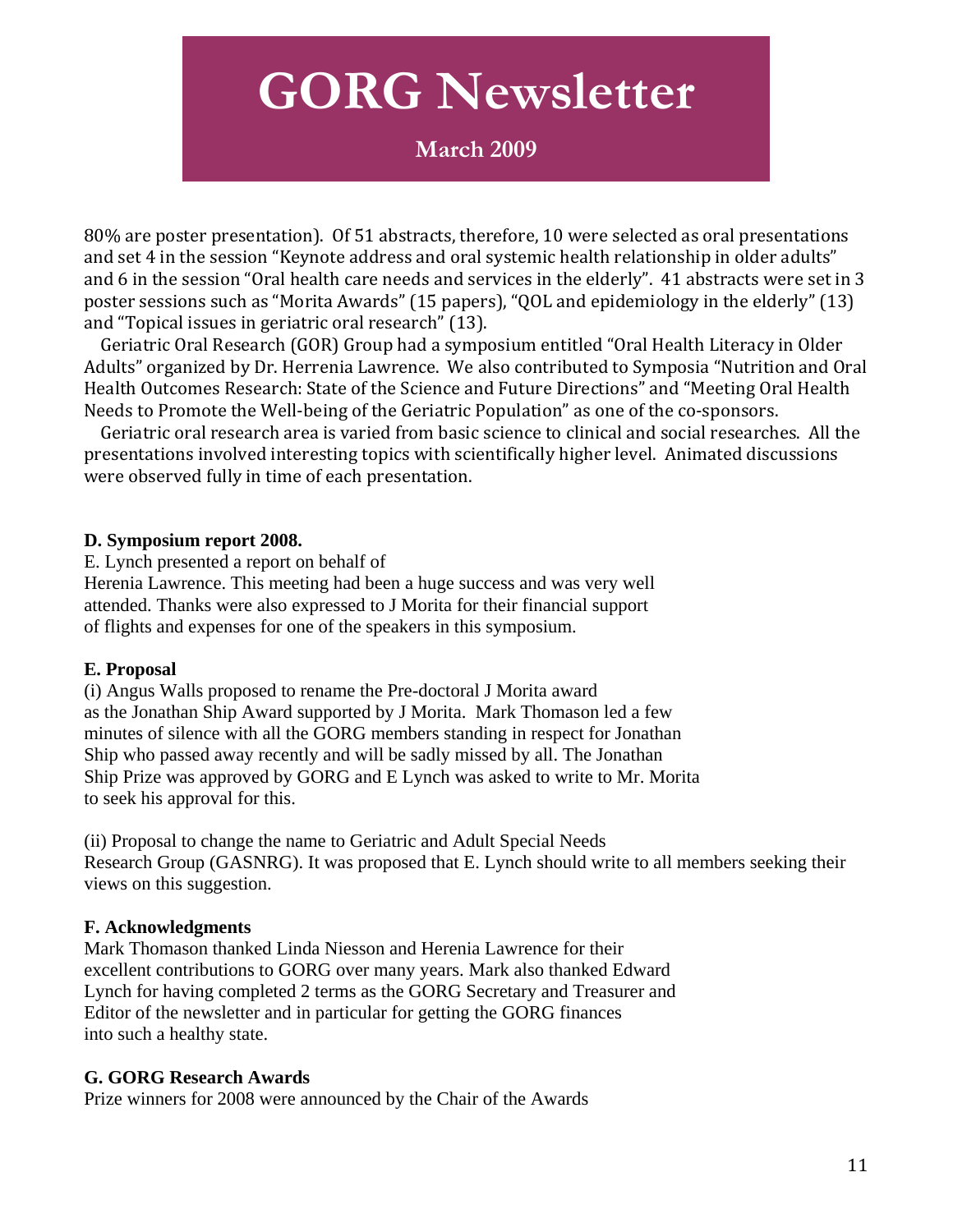80% are poster presentation). Of 51 abstracts, therefore, 10 were selected as oral presentations and set 4 in the session "Keynote address and oral systemic health relationship in older adults" and 6 in the session "Oral health care needs and services in the elderly". 41 abstracts were set in 3 poster sessions such as "Morita Awards" (15 papers), "QOL and epidemiology in the elderly" (13) and "Topical issues in geriatric oral research" (13).

Geriatric Oral Research (GOR) Group had a symposium entitled "Oral Health Literacy in Older Adults" organized by Dr. Herrenia Lawrence. We also contributed to Symposia "Nutrition and Oral Health Outcomes Research: State of the Science and Future Directions" and "Meeting Oral Health Needs to Promote the Well-being of the Geriatric Population" as one of the co-sponsors.

Geriatric oral research area is varied from basic science to clinical and social researches. All the presentations involved interesting topics with scientifically higher level. Animated discussions were observed fully in time of each presentation.

**D. Symposium report 2008.**

E. Lynch presented a report on behalf of Herenia Lawrence. This meeting had been a huge success and was very well attended. Thanks were also expressed to J Morita for their financial support of flights and expenses for one of the speakers in this symposium.

**E. Proposal**

(i) Angus Walls proposed to rename the Pre-doctoral J Morita award as the Jonathan Ship Award supported by J Morita. Mark Thomason led a few minutes of silence with all the GORG members standing in respect for Jonathan Ship who passed away recently and will be sadly missed by all. The Jonathan Ship Prize was approved by GORG and E Lynch was asked to write to Mr. Morita to seek his approval for this.

(ii) Proposal to change the name to Geriatric and Adult Special Needs Research Group (GASNRG). It was proposed that E. Lynch should write to all members seeking their views on this suggestion.

**F. Acknowledgments**

Mark Thomason thanked Linda Niesson and Herenia Lawrence for their excellent contributions to GORG over many years. Mark also thanked Edward Lynch for having completed 2 terms as the GORG Secretary and Treasurer and Editor of the newsletter and in particular for getting the GORG finances into such a healthy state.

**G. GORG Research Awards**

Prize winners for 2008 were announced by the Chair of the Awards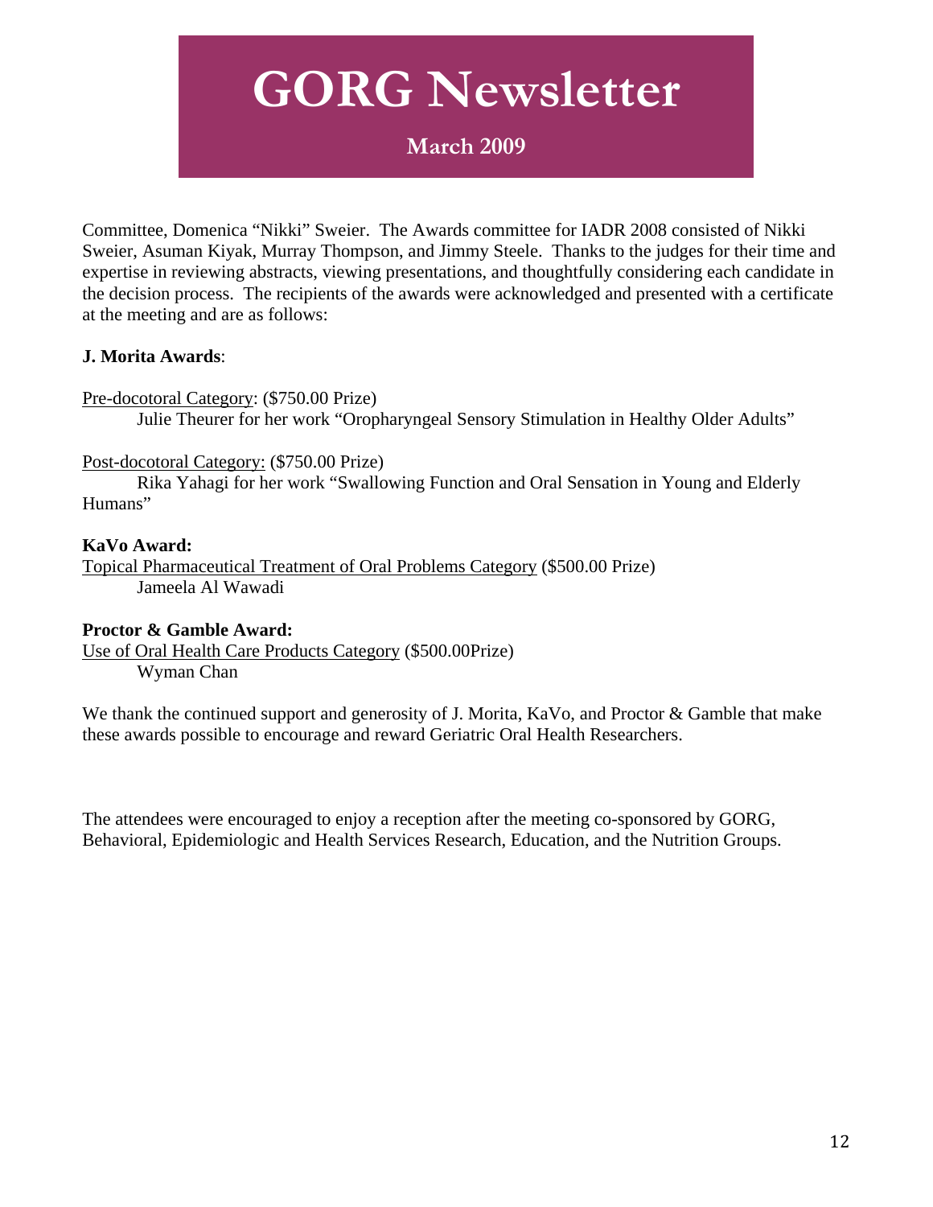Committee, Domenica "Nikki" Sweier. The Awards committee for IADR 2008 consisted of Nikki Sweier, Asuman Kiyak, Murray Thompson, and Jimmy Steele. Thanks to the judges for their time and expertise in reviewing abstracts, viewing presentations, and thoughtfully considering each candidate in the decision process. The recipients of the awards were acknowledged and presented with a certificate at the meeting and are as follows:

**J. Morita Awards**:

<u>Pre-docotoral Category</u>: ($750.00 Prize)
Julie Theurer for her work "Oropharyngeal Sensory Stimulation in Healthy Older Adults"

<u>Post-docotoral Category:</u> ($750.00 Prize)
Rika Yahagi for her work "Swallowing Function and Oral Sensation in Young and Elderly Humans"

**KaVo Award:**
<u>Topical Pharmaceutical Treatment of Oral Problems Category</u> ($500.00 Prize)
Jameela Al Wawadi

**Proctor & Gamble Award:**
<u>Use of Oral Health Care Products Category</u> ($500.00Prize)
Wyman Chan

We thank the continued support and generosity of J. Morita, KaVo, and Proctor & Gamble that make these awards possible to encourage and reward Geriatric Oral Health Researchers.

The attendees were encouraged to enjoy a reception after the meeting co-sponsored by GORG, Behavioral, Epidemiologic and Health Services Research, Education, and the Nutrition Groups.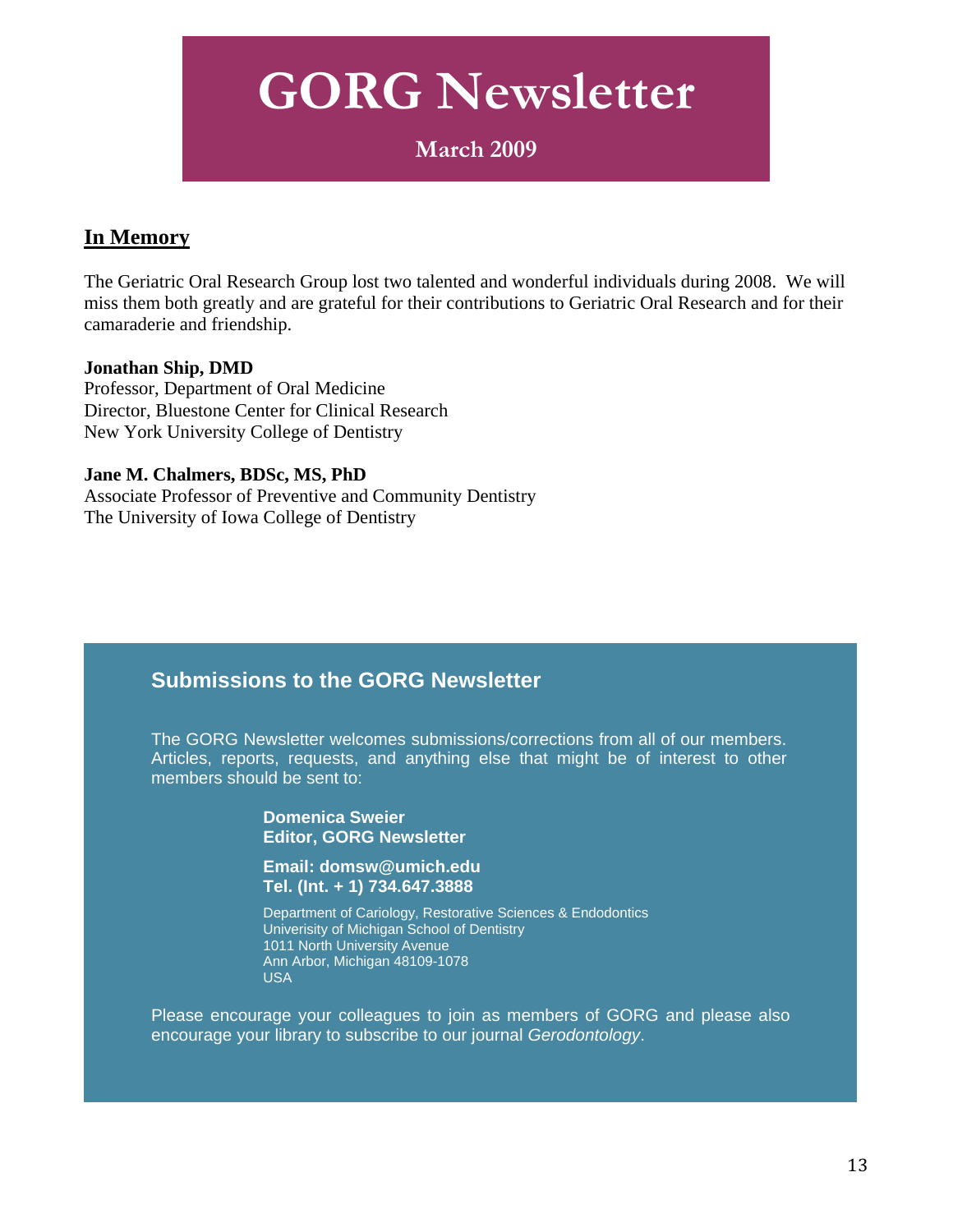# GORG Newsletter

**March 2009**

## In Memory

The Geriatric Oral Research Group lost two talented and wonderful individuals during 2008. We will miss them both greatly and are grateful for their contributions to Geriatric Oral Research and for their camaraderie and friendship.

**Jonathan Ship, DMD**
Professor, Department of Oral Medicine
Director, Bluestone Center for Clinical Research
New York University College of Dentistry

**Jane M. Chalmers, BDSc, MS, PhD**
Associate Professor of Preventive and Community Dentistry
The University of Iowa College of Dentistry

## Submissions to the GORG Newsletter

The GORG Newsletter welcomes submissions/corrections from all of our members. Articles, reports, requests, and anything else that might be of interest to other members should be sent to:

**Domenica Sweier**
**Editor, GORG Newsletter**

**Email: domsw@umich.edu**
**Tel. (Int. + 1) 734.647.3888**

Department of Cariology, Restorative Sciences & Endodontics
Univerisity of Michigan School of Dentistry
1011 North University Avenue
Ann Arbor, Michigan 48109-1078
USA

Please encourage your colleagues to join as members of GORG and please also encourage your library to subscribe to our journal *Gerodontology*.